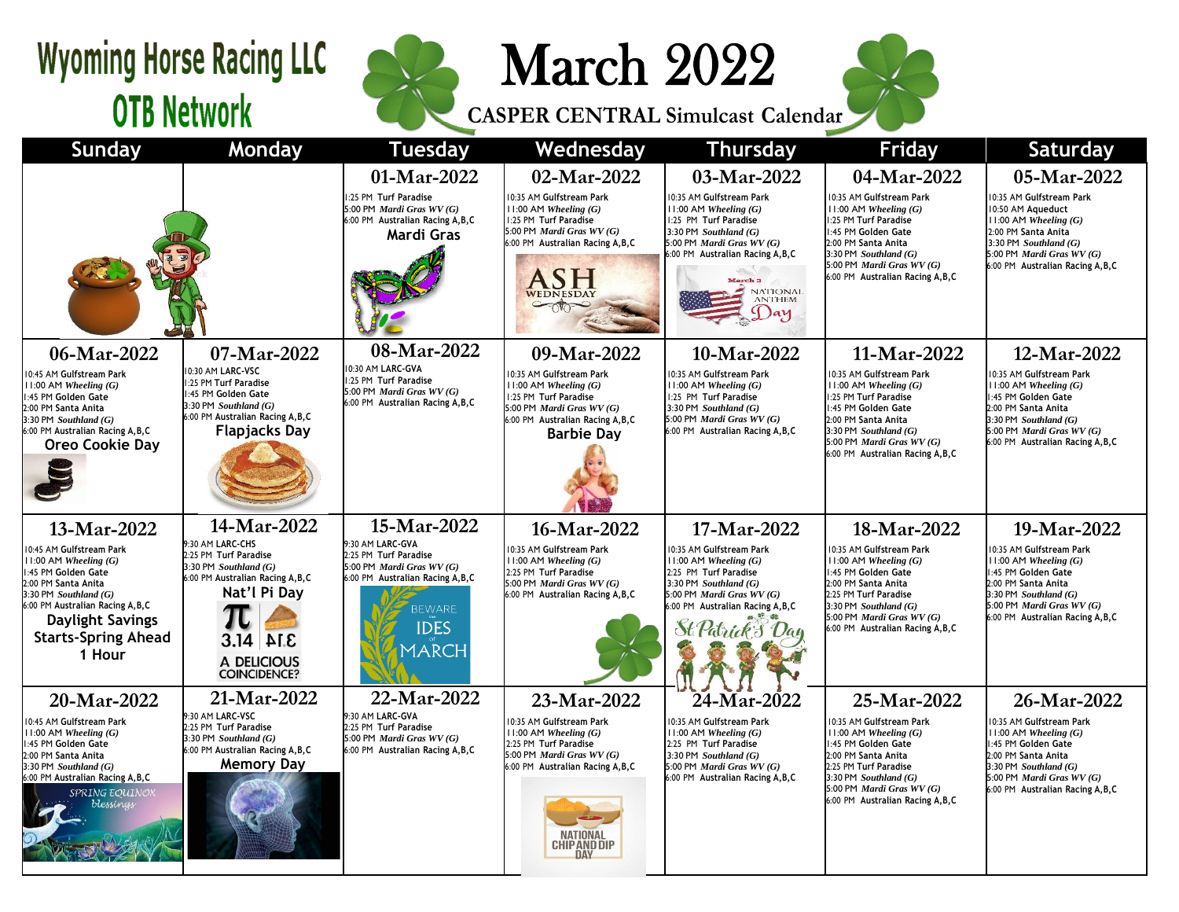# Wyoming Horse Racing LLC
## OTB Network

# March 2022
## CASPER CENTRAL Simulcast Calendar

| Sunday | Monday | Tuesday | Wednesday | Thursday | Friday | Saturday |
|---|---|---|---|---|---|---|
| | | **01-Mar-2022**<br>1:25 PM Turf Paradise<br>5:00 PM *Mardi Gras WV (G)*<br>6:00 PM Australian Racing A,B,C<br>**Mardi Gras** | **02-Mar-2022**<br>10:35 AM Gulfstream Park<br>11:00 AM *Wheeling (G)*<br>1:25 PM Turf Paradise<br>5:00 PM *Mardi Gras WV (G)*<br>6:00 PM Australian Racing A,B,C<br>ASH WEDNESDAY | **03-Mar-2022**<br>10:35 AM Gulfstream Park<br>11:00 AM *Wheeling (G)*<br>1:25 PM Turf Paradise<br>3:30 PM *Southland (G)*<br>5:00 PM *Mardi Gras WV (G)*<br>6:00 PM Australian Racing A,B,C<br>March 3 National Anthem Day | **04-Mar-2022**<br>10:35 AM Gulfstream Park<br>11:00 AM *Wheeling (G)*<br>1:25 PM Turf Paradise<br>1:45 PM Golden Gate<br>2:00 PM Santa Anita<br>3:30 PM *Southland (G)*<br>5:00 PM *Mardi Gras WV (G)*<br>6:00 PM Australian Racing A,B,C | **05-Mar-2022**<br>10:35 AM Gulfstream Park<br>10:50 AM Aqueduct<br>11:00 AM *Wheeling (G)*<br>2:00 PM Santa Anita<br>3:30 PM *Southland (G)*<br>5:00 PM *Mardi Gras WV (G)*<br>6:00 PM Australian Racing A,B,C |
| **06-Mar-2022**<br>10:45 AM Gulfstream Park<br>11:00 AM *Wheeling (G)*<br>1:45 PM Golden Gate<br>2:00 PM Santa Anita<br>3:30 PM *Southland (G)*<br>6:00 PM Australian Racing A,B,C<br>**Oreo Cookie Day** | **07-Mar-2022**<br>10:30 AM LARC-VSC<br>1:25 PM Turf Paradise<br>1:45 PM Golden Gate<br>3:30 PM *Southland (G)*<br>6:00 PM Australian Racing A,B,C<br>**Flapjacks Day** | **08-Mar-2022**<br>10:30 AM LARC-GVA<br>1:25 PM Turf Paradise<br>5:00 PM *Mardi Gras WV (G)*<br>6:00 PM Australian Racing A,B,C | **09-Mar-2022**<br>10:35 AM Gulfstream Park<br>11:00 AM *Wheeling (G)*<br>1:25 PM Turf Paradise<br>5:00 PM *Mardi Gras WV (G)*<br>6:00 PM Australian Racing A,B,C<br>**Barbie Day** | **10-Mar-2022**<br>10:35 AM Gulfstream Park<br>11:00 AM *Wheeling (G)*<br>1:25 PM Turf Paradise<br>3:30 PM *Southland (G)*<br>5:00 PM *Mardi Gras WV (G)*<br>6:00 PM Australian Racing A,B,C | **11-Mar-2022**<br>10:35 AM Gulfstream Park<br>11:00 AM *Wheeling (G)*<br>1:25 PM Turf Paradise<br>1:45 PM Golden Gate<br>2:00 PM Santa Anita<br>3:30 PM *Southland (G)*<br>5:00 PM *Mardi Gras WV (G)*<br>6:00 PM Australian Racing A,B,C | **12-Mar-2022**<br>10:35 AM Gulfstream Park<br>11:00 AM *Wheeling (G)*<br>1:45 PM Golden Gate<br>2:00 PM Santa Anita<br>3:30 PM *Southland (G)*<br>5:00 PM *Mardi Gras WV (G)*<br>6:00 PM Australian Racing A,B,C |
| **13-Mar-2022**<br>10:45 AM Gulfstream Park<br>11:00 AM *Wheeling (G)*<br>1:45 PM Golden Gate<br>2:00 PM Santa Anita<br>3:30 PM *Southland (G)*<br>6:00 PM Australian Racing A,B,C<br>**Daylight Savings Starts-Spring Ahead 1 Hour** | **14-Mar-2022**<br>9:30 AM LARC-CHS<br>2:25 PM Turf Paradise<br>3:30 PM *Southland (G)*<br>6:00 PM Australian Racing A,B,C<br>**Nat'l Pi Day**<br>3.14 PIE<br>A DELICIOUS COINCIDENCE? | **15-Mar-2022**<br>9:30 AM LARC-GVA<br>2:25 PM Turf Paradise<br>5:00 PM *Mardi Gras WV (G)*<br>6:00 PM Australian Racing A,B,C<br>BEWARE the IDES of MARCH | **16-Mar-2022**<br>10:35 AM Gulfstream Park<br>11:00 AM *Wheeling (G)*<br>2:25 PM Turf Paradise<br>5:00 PM *Mardi Gras WV (G)*<br>6:00 PM Australian Racing A,B,C | **17-Mar-2022**<br>10:35 AM Gulfstream Park<br>11:00 AM *Wheeling (G)*<br>2:25 PM Turf Paradise<br>3:30 PM *Southland (G)*<br>5:00 PM *Mardi Gras WV (G)*<br>6:00 PM Australian Racing A,B,C<br>St Patrick's Day | **18-Mar-2022**<br>10:35 AM Gulfstream Park<br>11:00 AM *Wheeling (G)*<br>1:45 PM Golden Gate<br>2:00 PM Santa Anita<br>2:25 PM Turf Paradise<br>3:30 PM *Southland (G)*<br>5:00 PM *Mardi Gras WV (G)*<br>6:00 PM Australian Racing A,B,C | **19-Mar-2022**<br>10:35 AM Gulfstream Park<br>11:00 AM *Wheeling (G)*<br>1:45 PM Golden Gate<br>2:00 PM Santa Anita<br>3:30 PM *Southland (G)*<br>5:00 PM *Mardi Gras WV (G)*<br>6:00 PM Australian Racing A,B,C |
| **20-Mar-2022**<br>10:45 AM Gulfstream Park<br>11:00 AM *Wheeling (G)*<br>1:45 PM Golden Gate<br>2:00 PM Santa Anita<br>3:30 PM *Southland (G)*<br>6:00 PM Australian Racing A,B,C<br>SPRING EQUINOX Blessings | **21-Mar-2022**<br>9:30 AM LARC-VSC<br>2:25 PM Turf Paradise<br>3:30 PM *Southland (G)*<br>6:00 PM Australian Racing A,B,C<br>**Memory Day** | **22-Mar-2022**<br>9:30 AM LARC-GVA<br>2:25 PM Turf Paradise<br>5:00 PM *Mardi Gras WV (G)*<br>6:00 PM Australian Racing A,B,C | **23-Mar-2022**<br>10:35 AM Gulfstream Park<br>11:00 AM *Wheeling (G)*<br>2:25 PM Turf Paradise<br>5:00 PM *Mardi Gras WV (G)*<br>6:00 PM Australian Racing A,B,C<br>NATIONAL CHIP AND DIP DAY | **24-Mar-2022**<br>10:35 AM Gulfstream Park<br>11:00 AM *Wheeling (G)*<br>2:25 PM Turf Paradise<br>3:30 PM *Southland (G)*<br>5:00 PM *Mardi Gras WV (G)*<br>6:00 PM Australian Racing A,B,C | **25-Mar-2022**<br>10:35 AM Gulfstream Park<br>11:00 AM *Wheeling (G)*<br>1:45 PM Golden Gate<br>2:00 PM Santa Anita<br>2:25 PM Turf Paradise<br>3:30 PM *Southland (G)*<br>5:00 PM *Mardi Gras WV (G)*<br>6:00 PM Australian Racing A,B,C | **26-Mar-2022**<br>10:35 AM Gulfstream Park<br>11:00 AM *Wheeling (G)*<br>1:45 PM Golden Gate<br>2:00 PM Santa Anita<br>3:30 PM *Southland (G)*<br>5:00 PM *Mardi Gras WV (G)*<br>6:00 PM Australian Racing A,B,C |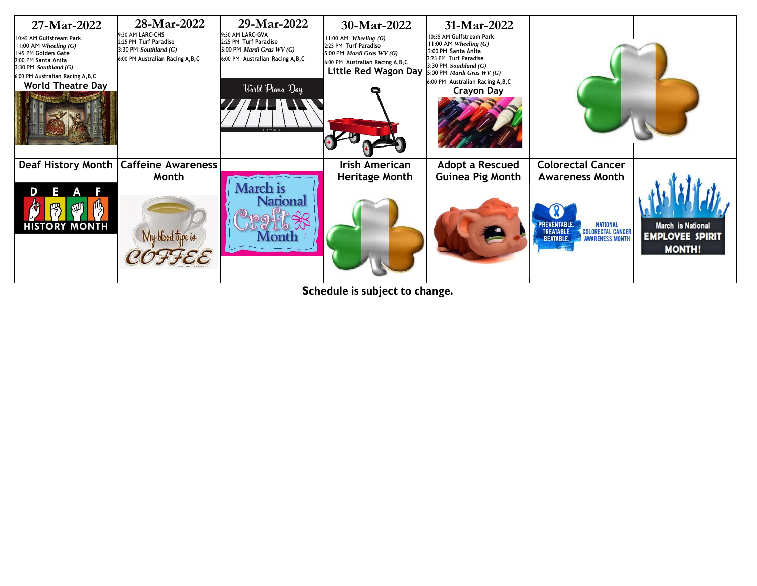| 27-Mar-2022 | 28-Mar-2022 | 29-Mar-2022 | 30-Mar-2022 | 31-Mar-2022 | | |
|---|---|---|---|---|---|---|
| 10:45 AM Gulfstream Park<br>11:00 AM *Wheeling (G)*<br>1:45 PM Golden Gate<br>2:00 PM Santa Anita<br>3:30 PM *Southland (G)*<br>6:00 PM Australian Racing A,B,C<br>**World Theatre Day** | 9:30 AM LARC-CHS<br>2:25 PM Turf Paradise<br>3:30 PM *Southland (G)*<br>6:00 PM Australian Racing A,B,C | 9:30 AM LARC-GVA<br>2:25 PM Turf Paradise<br>5:00 PM *Mardi Gras WV (G)*<br>6:00 PM Australian Racing A,B,C<br>World Piano Day | 11:00 AM *Wheeling (G)*<br>2:25 PM Turf Paradise<br>5:00 PM *Mardi Gras WV (G)*<br>6:00 PM Australian Racing A,B,C<br>**Little Red Wagon Day** | 10:35 AM Gulfstream Park<br>11:00 AM *Wheeling (G)*<br>2:00 PM Santa Anita<br>2:25 PM Turf Paradise<br>3:30 PM *Southland (G)*<br>5:00 PM *Mardi Gras WV (G)*<br>6:00 PM Australian Racing A,B,C<br>**Crayon Day** | | |
| **Deaf History Month**<br>DEAF HISTORY MONTH | **Caffeine Awareness Month**<br>My blood type is COFFEE | March is National Craft Month | **Irish American Heritage Month** | **Adopt a Rescued Guinea Pig Month** | **Colorectal Cancer Awareness Month**<br>PREVENTABLE. TREATABLE. BEATABLE. NATIONAL COLORECTAL CANCER AWARENESS MONTH | March is National EMPLOYEE SPIRIT MONTH! |

**Schedule is subject to change.**